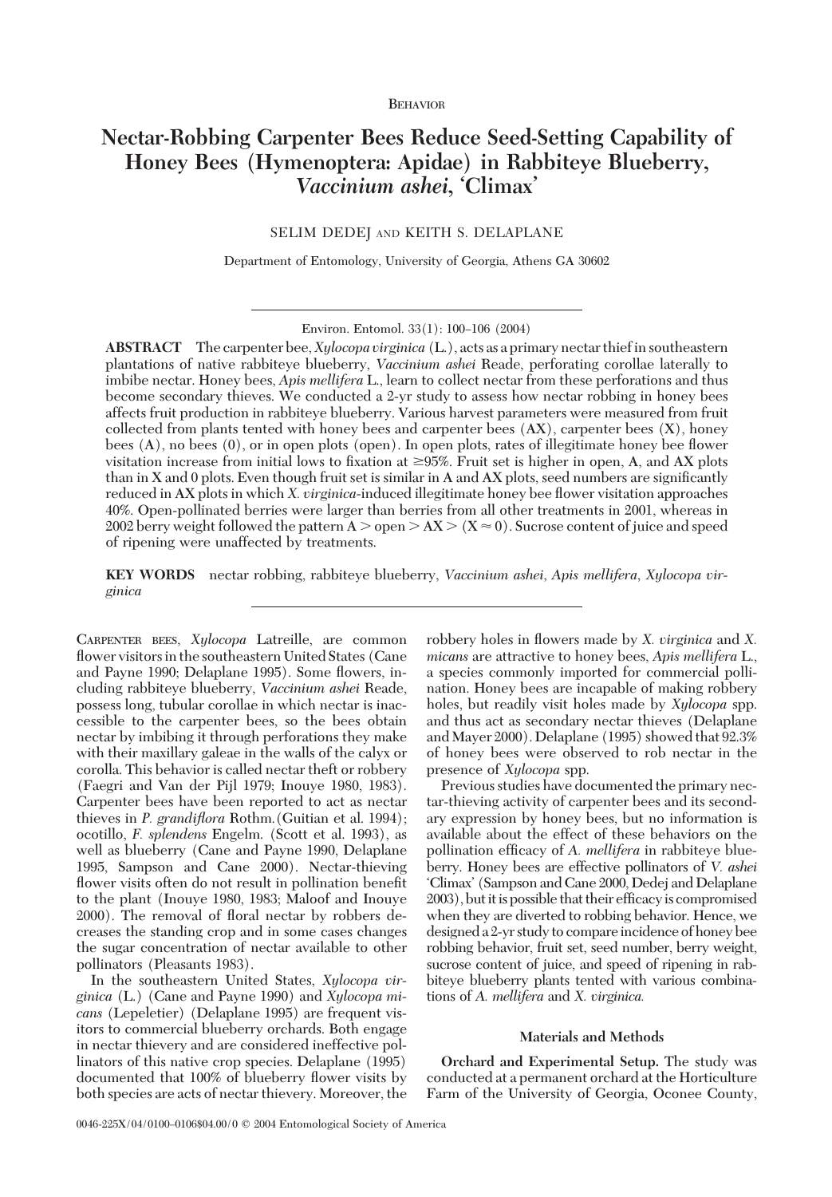Behavior

# Nectar-Robbing Carpenter Bees Reduce Seed-Setting Capability of Honey Bees (Hymenoptera: Apidae) in Rabbiteye Blueberry, *Vaccinium ashei*, 'Climax'

SELIM DEDEJ AND KEITH S. DELAPLANE

Department of Entomology, University of Georgia, Athens GA 30602

Environ. Entomol. 33(1): 100–106 (2004)

**ABSTRACT** The carpenter bee, *Xylocopa virginica* (L.), acts as a primary nectar thief in southeastern plantations of native rabbiteye blueberry, *Vaccinium ashei* Reade, perforating corollae laterally to imbibe nectar. Honey bees, *Apis mellifera* L., learn to collect nectar from these perforations and thus become secondary thieves. We conducted a 2-yr study to assess how nectar robbing in honey bees affects fruit production in rabbiteye blueberry. Various harvest parameters were measured from fruit collected from plants tented with honey bees and carpenter bees (AX), carpenter bees (X), honey bees (A), no bees (0), or in open plots (open). In open plots, rates of illegitimate honey bee flower visitation increase from initial lows to fixation at ≥95%. Fruit set is higher in open, A, and AX plots than in X and 0 plots. Even though fruit set is similar in A and AX plots, seed numbers are significantly reduced in AX plots in which *X. virginica*-induced illegitimate honey bee flower visitation approaches 40%. Open-pollinated berries were larger than berries from all other treatments in 2001, whereas in 2002 berry weight followed the pattern A > open > AX > (X ≈ 0). Sucrose content of juice and speed of ripening were unaffected by treatments.

**KEY WORDS** nectar robbing, rabbiteye blueberry, *Vaccinium ashei*, *Apis mellifera*, *Xylocopa virginica*

Carpenter bees, *Xylocopa* Latreille, are common flower visitors in the southeastern United States (Cane and Payne 1990; Delaplane 1995). Some flowers, including rabbiteye blueberry, *Vaccinium ashei* Reade, possess long, tubular corollae in which nectar is inaccessible to the carpenter bees, so the bees obtain nectar by imbibing it through perforations they make with their maxillary galeae in the walls of the calyx or corolla. This behavior is called nectar theft or robbery (Faegri and Van der Pijl 1979; Inouye 1980, 1983). Carpenter bees have been reported to act as nectar thieves in *P. grandiflora* Rothm. (Guitian et al. 1994); ocotillo, *F. splendens* Engelm. (Scott et al. 1993), as well as blueberry (Cane and Payne 1990, Delaplane 1995, Sampson and Cane 2000). Nectar-thieving flower visits often do not result in pollination benefit to the plant (Inouye 1980, 1983; Maloof and Inouye 2000). The removal of floral nectar by robbers decreases the standing crop and in some cases changes the sugar concentration of nectar available to other pollinators (Pleasants 1983).

In the southeastern United States, *Xylocopa virginica* (L.) (Cane and Payne 1990) and *Xylocopa micans* (Lepeletier) (Delaplane 1995) are frequent visitors to commercial blueberry orchards. Both engage in nectar thievery and are considered ineffective pollinators of this native crop species. Delaplane (1995) documented that 100% of blueberry flower visits by both species are acts of nectar thievery. Moreover, the robbery holes in flowers made by *X. virginica* and *X. micans* are attractive to honey bees, *Apis mellifera* L., a species commonly imported for commercial pollination. Honey bees are incapable of making robbery holes, but readily visit holes made by *Xylocopa* spp. and thus act as secondary nectar thieves (Delaplane and Mayer 2000). Delaplane (1995) showed that 92.3% of honey bees were observed to rob nectar in the presence of *Xylocopa* spp.

Previous studies have documented the primary nectar-thieving activity of carpenter bees and its secondary expression by honey bees, but no information is available about the effect of these behaviors on the pollination efficacy of *A. mellifera* in rabbiteye blueberry. Honey bees are effective pollinators of *V. ashei* 'Climax' (Sampson and Cane 2000, Dedej and Delaplane 2003), but it is possible that their efficacy is compromised when they are diverted to robbing behavior. Hence, we designed a 2-yr study to compare incidence of honey bee robbing behavior, fruit set, seed number, berry weight, sucrose content of juice, and speed of ripening in rabbiteye blueberry plants tented with various combinations of *A. mellifera* and *X. virginica*.

## Materials and Methods

**Orchard and Experimental Setup.** The study was conducted at a permanent orchard at the Horticulture Farm of the University of Georgia, Oconee County,

0046-225X/04/0100–0106$04.00/0 © 2004 Entomological Society of America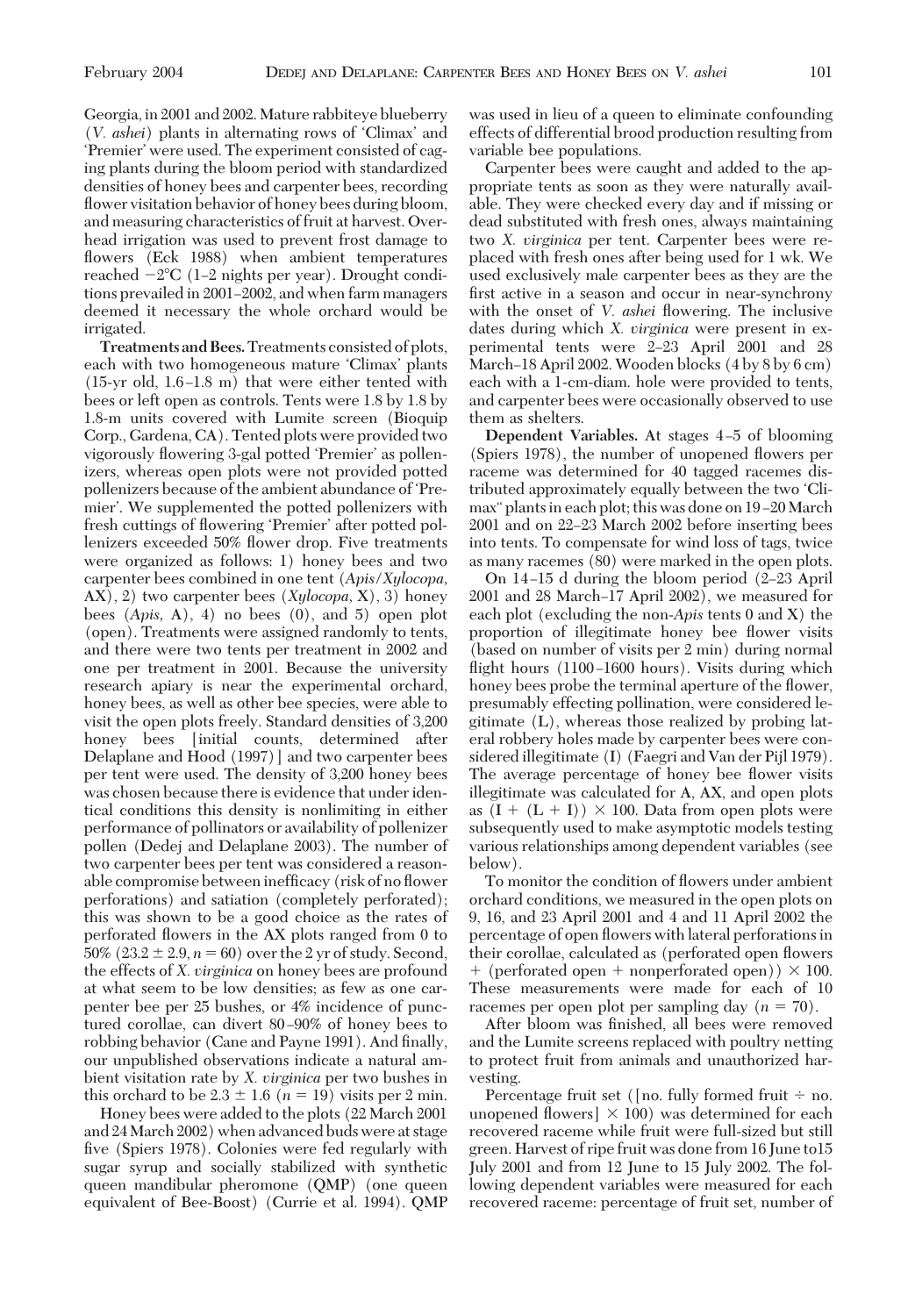Georgia, in 2001 and 2002. Mature rabbiteye blueberry (*V. ashei*) plants in alternating rows of 'Climax' and 'Premier' were used. The experiment consisted of caging plants during the bloom period with standardized densities of honey bees and carpenter bees, recording flower visitation behavior of honey bees during bloom, and measuring characteristics of fruit at harvest. Overhead irrigation was used to prevent frost damage to flowers (Eck 1988) when ambient temperatures reached −2°C (1–2 nights per year). Drought conditions prevailed in 2001–2002, and when farm managers deemed it necessary the whole orchard would be irrigated.

**Treatments and Bees.** Treatments consisted of plots, each with two homogeneous mature 'Climax' plants (15-yr old, 1.6–1.8 m) that were either tented with bees or left open as controls. Tents were 1.8 by 1.8 by 1.8-m units covered with Lumite screen (Bioquip Corp., Gardena, CA). Tented plots were provided two vigorously flowering 3-gal potted 'Premier' as pollenizers, whereas open plots were not provided potted pollenizers because of the ambient abundance of 'Premier'. We supplemented the potted pollenizers with fresh cuttings of flowering 'Premier' after potted pollenizers exceeded 50% flower drop. Five treatments were organized as follows: 1) honey bees and two carpenter bees combined in one tent (*Apis/Xylocopa*, **AX**), 2) two carpenter bees (*Xylocopa*, **X**), 3) honey bees (*Apis*, **A**), 4) no bees (**0**), and 5) open plot (**open**). Treatments were assigned randomly to tents, and there were two tents per treatment in 2002 and one per treatment in 2001. Because the university research apiary is near the experimental orchard, honey bees, as well as other bee species, were able to visit the open plots freely. Standard densities of 3,200 honey bees [initial counts, determined after Delaplane and Hood (1997)] and two carpenter bees per tent were used. The density of 3,200 honey bees was chosen because there is evidence that under identical conditions this density is nonlimiting in either performance of pollinators or availability of pollenizer pollen (Dedej and Delaplane 2003). The number of two carpenter bees per tent was considered a reasonable compromise between inefficacy (risk of no flower perforations) and satiation (completely perforated); this was shown to be a good choice as the rates of perforated flowers in the **AX** plots ranged from 0 to 50% (23.2 ± 2.9, $n = 60$) over the 2 yr of study. Second, the effects of *X. virginica* on honey bees are profound at what seem to be low densities; as few as one carpenter bee per 25 bushes, or 4% incidence of punctured corollae, can divert 80–90% of honey bees to robbing behavior (Cane and Payne 1991). And finally, our unpublished observations indicate a natural ambient visitation rate by *X. virginica* per two bushes in this orchard to be 2.3 ± 1.6 ($n = 19$) visits per 2 min.

Honey bees were added to the plots (22 March 2001 and 24 March 2002) when advanced buds were at stage five (Spiers 1978). Colonies were fed regularly with sugar syrup and socially stabilized with synthetic queen mandibular pheromone (QMP) (one queen equivalent of Bee-Boost) (Currie et al. 1994). QMP was used in lieu of a queen to eliminate confounding effects of differential brood production resulting from variable bee populations.

Carpenter bees were caught and added to the appropriate tents as soon as they were naturally available. They were checked every day and if missing or dead substituted with fresh ones, always maintaining two *X. virginica* per tent. Carpenter bees were replaced with fresh ones after being used for 1 wk. We used exclusively male carpenter bees as they are the first active in a season and occur in near-synchrony with the onset of *V. ashei* flowering. The inclusive dates during which *X. virginica* were present in experimental tents were 2–23 April 2001 and 28 March–18 April 2002. Wooden blocks (4 by 8 by 6 cm) each with a 1-cm-diam. hole were provided to tents, and carpenter bees were occasionally observed to use them as shelters.

**Dependent Variables.** At stages 4–5 of blooming (Spiers 1978), the number of unopened flowers per raceme was determined for 40 tagged racemes distributed approximately equally between the two 'Climax" plants in each plot; this was done on 19–20 March 2001 and on 22–23 March 2002 before inserting bees into tents. To compensate for wind loss of tags, twice as many racemes (80) were marked in the open plots.

On 14–15 d during the bloom period (2–23 April 2001 and 28 March–17 April 2002), we measured for each plot (excluding the non-*Apis* tents **0** and **X**) the proportion of illegitimate honey bee flower visits (based on number of visits per 2 min) during normal flight hours (1100–1600 hours). Visits during which honey bees probe the terminal aperture of the flower, presumably effecting pollination, were considered legitimate (**L**), whereas those realized by probing lateral robbery holes made by carpenter bees were considered illegitimate (**I**) (Faegri and Van der Pijl 1979). The average percentage of honey bee flower visits illegitimate was calculated for **A**, **AX**, and open plots as $(\mathbf{I} \div (\mathbf{L} + \mathbf{I})) \times 100$. Data from open plots were subsequently used to make asymptotic models testing various relationships among dependent variables (see below).

To monitor the condition of flowers under ambient orchard conditions, we measured in the open plots on 9, 16, and 23 April 2001 and 4 and 11 April 2002 the percentage of open flowers with lateral perforations in their corollae, calculated as (perforated open flowers ÷ (perforated open + nonperforated open)) × 100. These measurements were made for each of 10 racemes per open plot per sampling day ($n = 70$).

After bloom was finished, all bees were removed and the Lumite screens replaced with poultry netting to protect fruit from animals and unauthorized harvesting.

Percentage fruit set ([no. fully formed fruit ÷ no. unopened flowers] × 100) was determined for each recovered raceme while fruit were full-sized but still green. Harvest of ripe fruit was done from 16 June to15 July 2001 and from 12 June to 15 July 2002. The following dependent variables were measured for each recovered raceme: percentage of fruit set, number of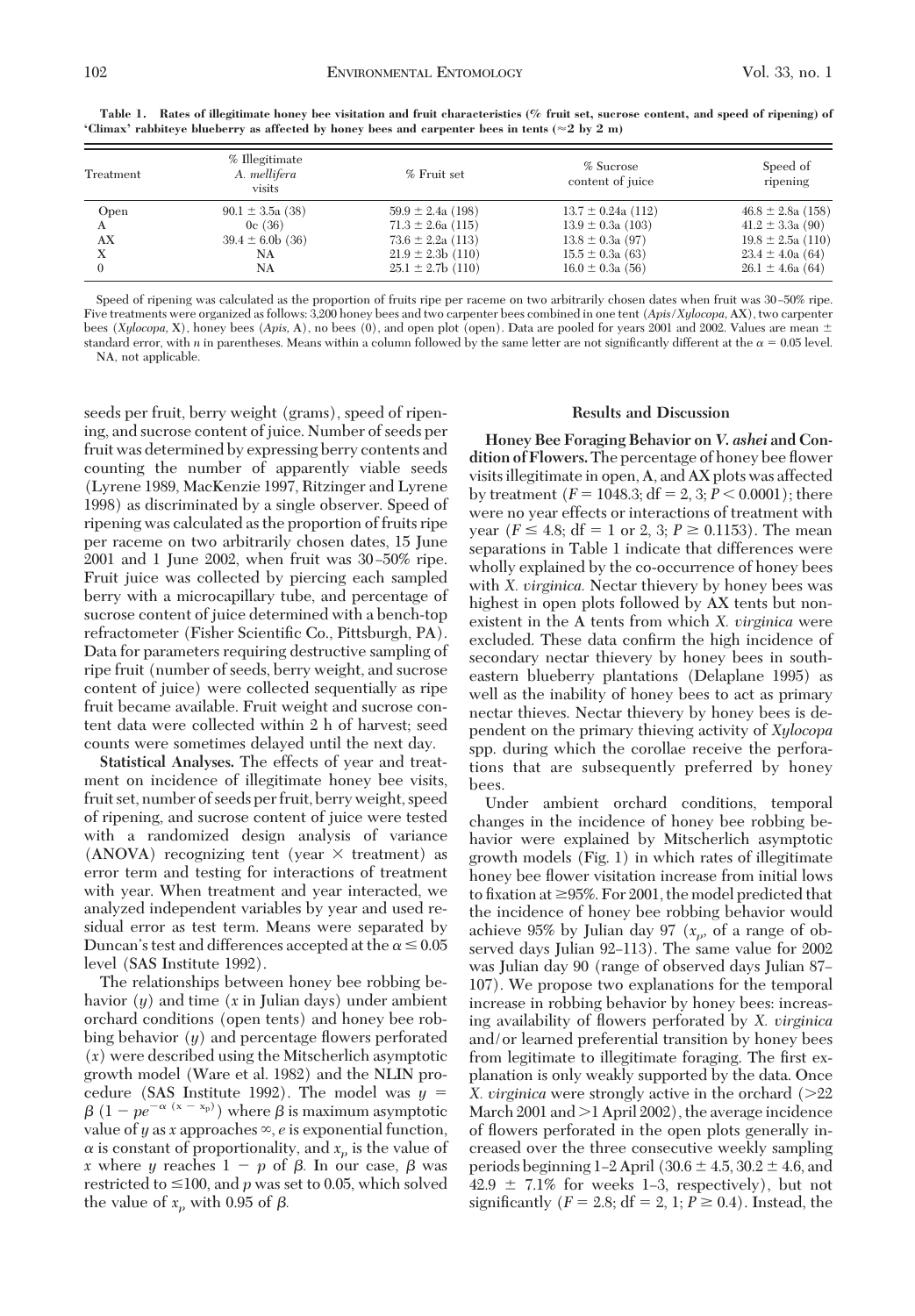**Table 1. Rates of illegitimate honey bee visitation and fruit characteristics (% fruit set, sucrose content, and speed of ripening) of 'Climax' rabbiteye blueberry as affected by honey bees and carpenter bees in tents (≈2 by 2 m)**

| Treatment | % Illegitimate *A. mellifera* visits | % Fruit set | % Sucrose content of juice | Speed of ripening |
|---|---|---|---|---|
| Open | 90.1 ± 3.5a (38) | 59.9 ± 2.4a (198) | 13.7 ± 0.24a (112) | 46.8 ± 2.8a (158) |
| A | 0c (36) | 71.3 ± 2.6a (115) | 13.9 ± 0.3a (103) | 41.2 ± 3.3a (90) |
| AX | 39.4 ± 6.0b (36) | 73.6 ± 2.2a (113) | 13.8 ± 0.3a (97) | 19.8 ± 2.5a (110) |
| X | NA | 21.9 ± 2.3b (110) | 15.5 ± 0.3a (63) | 23.4 ± 4.0a (64) |
| 0 | NA | 25.1 ± 2.7b (110) | 16.0 ± 0.3a (56) | 26.1 ± 4.6a (64) |

Speed of ripening was calculated as the proportion of fruits ripe per raceme on two arbitrarily chosen dates when fruit was 30–50% ripe. Five treatments were organized as follows: 3,200 honey bees and two carpenter bees combined in one tent (*Apis*/*Xylocopa*, AX), two carpenter bees (*Xylocopa*, X), honey bees (*Apis*, A), no bees (0), and open plot (open). Data are pooled for years 2001 and 2002. Values are mean ± standard error, with *n* in parentheses. Means within a column followed by the same letter are not significantly different at the $\alpha = 0.05$ level.
NA, not applicable.

seeds per fruit, berry weight (grams), speed of ripening, and sucrose content of juice. Number of seeds per fruit was determined by expressing berry contents and counting the number of apparently viable seeds (Lyrene 1989, MacKenzie 1997, Ritzinger and Lyrene 1998) as discriminated by a single observer. Speed of ripening was calculated as the proportion of fruits ripe per raceme on two arbitrarily chosen dates, 15 June 2001 and 1 June 2002, when fruit was 30–50% ripe. Fruit juice was collected by piercing each sampled berry with a microcapillary tube, and percentage of sucrose content of juice determined with a bench-top refractometer (Fisher Scientific Co., Pittsburgh, PA). Data for parameters requiring destructive sampling of ripe fruit (number of seeds, berry weight, and sucrose content of juice) were collected sequentially as ripe fruit became available. Fruit weight and sucrose content data were collected within 2 h of harvest; seed counts were sometimes delayed until the next day.

**Statistical Analyses.** The effects of year and treatment on incidence of illegitimate honey bee visits, fruit set, number of seeds per fruit, berry weight, speed of ripening, and sucrose content of juice were tested with a randomized design analysis of variance (ANOVA) recognizing tent (year × treatment) as error term and testing for interactions of treatment with year. When treatment and year interacted, we analyzed independent variables by year and used residual error as test term. Means were separated by Duncan's test and differences accepted at the $\alpha \leq 0.05$ level (SAS Institute 1992).

The relationships between honey bee robbing behavior ($y$) and time ($x$ in Julian days) under ambient orchard conditions (open tents) and honey bee robbing behavior ($y$) and percentage flowers perforated ($x$) were described using the Mitscherlich asymptotic growth model (Ware et al. 1982) and the NLIN procedure (SAS Institute 1992). The model was $y = \beta\,(1 - pe^{-\alpha\,(x - x_p)})$ where $\beta$ is maximum asymptotic value of $y$ as $x$ approaches $\infty$, $e$ is exponential function, $\alpha$ is constant of proportionality, and $x_p$ is the value of $x$ where $y$ reaches $1 - p$ of $\beta$. In our case, $\beta$ was restricted to $\leq 100$, and $p$ was set to 0.05, which solved the value of $x_p$ with 0.95 of $\beta$.

## Results and Discussion

**Honey Bee Foraging Behavior on *V. ashei* and Condition of Flowers.** The percentage of honey bee flower visits illegitimate in open, A, and AX plots was affected by treatment ($F = 1048.3$; df = 2, 3; $P < 0.0001$); there were no year effects or interactions of treatment with year ($F \leq 4.8$; df = 1 or 2, 3; $P \geq 0.1153$). The mean separations in Table 1 indicate that differences were wholly explained by the co-occurrence of honey bees with *X. virginica.* Nectar thievery by honey bees was highest in open plots followed by AX tents but nonexistent in the A tents from which *X. virginica* were excluded. These data confirm the high incidence of secondary nectar thievery by honey bees in southeastern blueberry plantations (Delaplane 1995) as well as the inability of honey bees to act as primary nectar thieves. Nectar thievery by honey bees is dependent on the primary thieving activity of *Xylocopa* spp. during which the corollae receive the perforations that are subsequently preferred by honey bees.

Under ambient orchard conditions, temporal changes in the incidence of honey bee robbing behavior were explained by Mitscherlich asymptotic growth models (Fig. 1) in which rates of illegitimate honey bee flower visitation increase from initial lows to fixation at ≥95%. For 2001, the model predicted that the incidence of honey bee robbing behavior would achieve 95% by Julian day 97 ($x_p$, of a range of observed days Julian 92–113). The same value for 2002 was Julian day 90 (range of observed days Julian 87–107). We propose two explanations for the temporal increase in robbing behavior by honey bees: increasing availability of flowers perforated by *X. virginica* and/or learned preferential transition by honey bees from legitimate to illegitimate foraging. The first explanation is only weakly supported by the data. Once *X. virginica* were strongly active in the orchard (>22 March 2001 and >1 April 2002), the average incidence of flowers perforated in the open plots generally increased over the three consecutive weekly sampling periods beginning 1–2 April (30.6 ± 4.5, 30.2 ± 4.6, and 42.9 ± 7.1% for weeks 1–3, respectively), but not significantly ($F = 2.8$; df = 2, 1; $P \geq 0.4$). Instead, the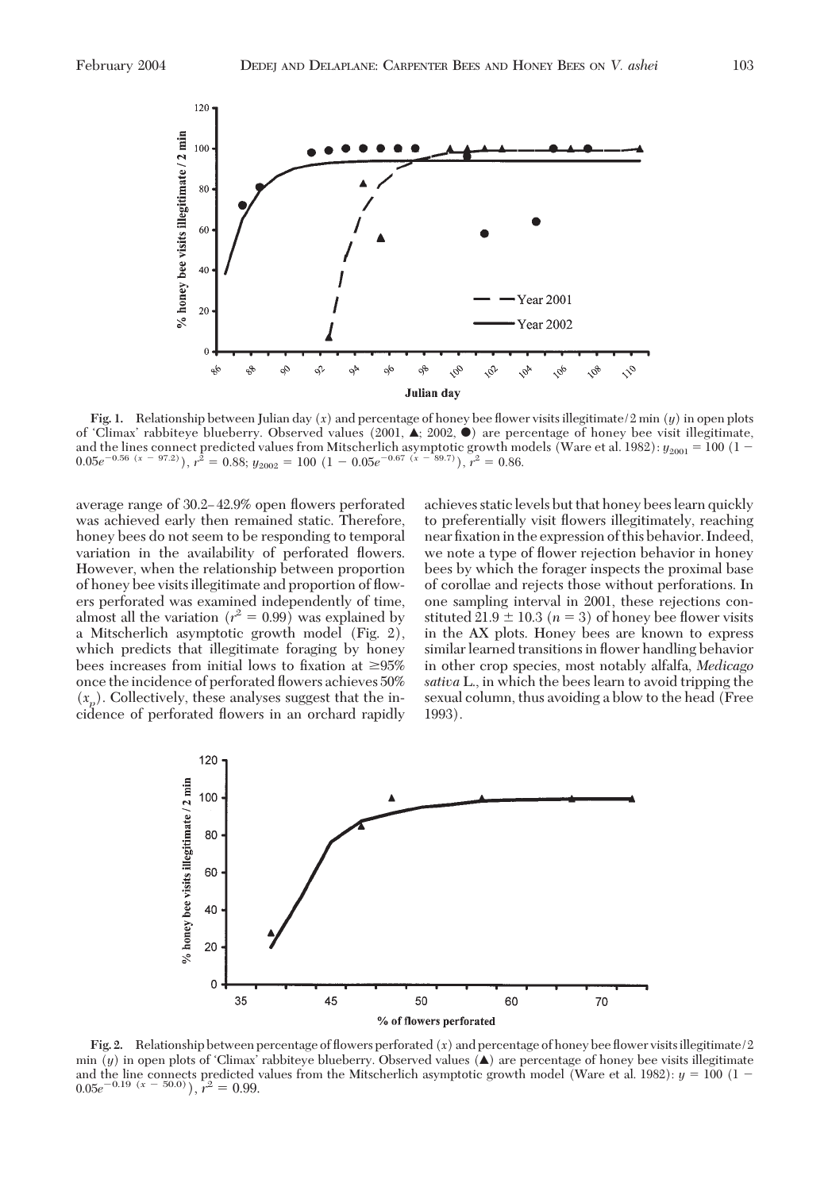**Fig. 1.** Relationship between Julian day ($x$) and percentage of honey bee flower visits illegitimate/2 min ($y$) in open plots of 'Climax' rabbiteye blueberry. Observed values (2001, ▲; 2002, ●) are percentage of honey bee visit illegitimate, and the lines connect predicted values from Mitscherlich asymptotic growth models (Ware et al. 1982): $y_{2001} = 100\ (1 - 0.05e^{-0.56\ (x\ -\ 97.2)})$, $r^2 = 0.88$; $y_{2002} = 100\ (1 - 0.05e^{-0.67\ (x\ -\ 89.7)})$, $r^2 = 0.86$.

average range of 30.2–42.9% open flowers perforated was achieved early then remained static. Therefore, honey bees do not seem to be responding to temporal variation in the availability of perforated flowers. However, when the relationship between proportion of honey bee visits illegitimate and proportion of flowers perforated was examined independently of time, almost all the variation ($r^2 = 0.99$) was explained by a Mitscherlich asymptotic growth model (Fig. 2), which predicts that illegitimate foraging by honey bees increases from initial lows to fixation at ≥95% once the incidence of perforated flowers achieves 50% ($x_p$). Collectively, these analyses suggest that the incidence of perforated flowers in an orchard rapidly achieves static levels but that honey bees learn quickly to preferentially visit flowers illegitimately, reaching near fixation in the expression of this behavior. Indeed, we note a type of flower rejection behavior in honey bees by which the forager inspects the proximal base of corollae and rejects those without perforations. In one sampling interval in 2001, these rejections constituted 21.9 ± 10.3 ($n = 3$) of honey bee flower visits in the AX plots. Honey bees are known to express similar learned transitions in flower handling behavior in other crop species, most notably alfalfa, *Medicago sativa* L., in which the bees learn to avoid tripping the sexual column, thus avoiding a blow to the head (Free 1993).

**Fig. 2.** Relationship between percentage of flowers perforated ($x$) and percentage of honey bee flower visits illegitimate/2 min ($y$) in open plots of 'Climax' rabbiteye blueberry. Observed values (▲) are percentage of honey bee visits illegitimate and the line connects predicted values from the Mitscherlich asymptotic growth model (Ware et al. 1982): $y = 100\ (1 - 0.05e^{-0.19\ (x\ -\ 50.0)})$, $r^2 = 0.99$.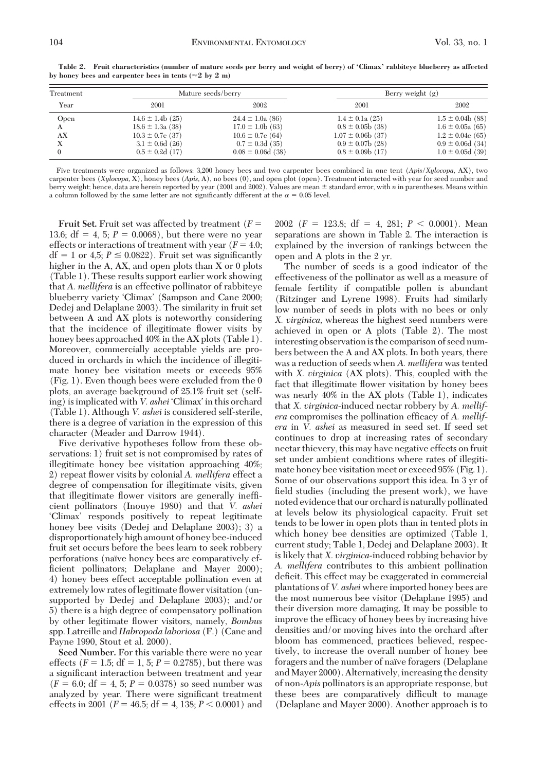**Table 2. Fruit characteristics (number of mature seeds per berry and weight of berry) of 'Climax' rabbiteye blueberry as affected by honey bees and carpenter bees in tents (≈2 by 2 m)**

| Treatment | Mature seeds/berry | | Berry weight (g) | |
|---|---|---|---|---|
| Year | 2001 | 2002 | 2001 | 2002 |
| Open | 14.6 ± 1.4b (25) | 24.4 ± 1.0a (86) | 1.4 ± 0.1a (25) | 1.5 ± 0.04b (88) |
| A | 18.6 ± 1.3a (38) | 17.0 ± 1.0b (63) | 0.8 ± 0.05b (38) | 1.6 ± 0.05a (65) |
| AX | 10.3 ± 0.7c (37) | 10.6 ± 0.7c (64) | 1.07 ± 0.06b (37) | 1.2 ± 0.04c (65) |
| X | 3.1 ± 0.6d (26) | 0.7 ± 0.3d (35) | 0.9 ± 0.07b (28) | 0.9 ± 0.06d (34) |
| 0 | 0.5 ± 0.2d (17) | 0.08 ± 0.06d (38) | 0.8 ± 0.09b (17) | 1.0 ± 0.05d (39) |

Five treatments were organized as follows: 3,200 honey bees and two carpenter bees combined in one tent (*Apis*/*Xylocopa*, AX), two carpenter bees (*Xylocopa*, X), honey bees (*Apis*, A), no bees (0), and open plot (open). Treatment interacted with year for seed number and berry weight; hence, data are herein reported by year (2001 and 2002). Values are mean ± standard error, with *n* in parentheses. Means within a column followed by the same letter are not significantly different at the $\alpha = 0.05$ level.

**Fruit Set.** Fruit set was affected by treatment ($F = 13.6$; df = 4, 5; $P = 0.0068$), but there were no year effects or interactions of treatment with year ($F = 4.0$; df = 1 or 4,5; $P \leq 0.0822$). Fruit set was significantly higher in the A, AX, and open plots than X or 0 plots (Table 1). These results support earlier work showing that *A. mellifera* is an effective pollinator of rabbiteye blueberry variety 'Climax' (Sampson and Cane 2000; Dedej and Delaplane 2003). The similarity in fruit set between A and AX plots is noteworthy considering that the incidence of illegitimate flower visits by honey bees approached 40% in the AX plots (Table 1). Moreover, commercially acceptable yields are produced in orchards in which the incidence of illegitimate honey bee visitation meets or exceeds 95% (Fig. 1). Even though bees were excluded from the 0 plots, an average background of 25.1% fruit set (selfing) is implicated with *V. ashei* 'Climax' in this orchard (Table 1). Although *V. ashei* is considered self-sterile, there is a degree of variation in the expression of this character (Meader and Darrow 1944).

Five derivative hypotheses follow from these observations: 1) fruit set is not compromised by rates of illegitimate honey bee visitation approaching 40%; 2) repeat flower visits by colonial *A. mellifera* effect a degree of compensation for illegitimate visits, given that illegitimate flower visitors are generally inefficient pollinators (Inouye 1980) and that *V. ashei* 'Climax' responds positively to repeat legitimate honey bee visits (Dedej and Delaplane 2003); 3) a disproportionately high amount of honey bee-induced fruit set occurs before the bees learn to seek robbery perforations (naïve honey bees are comparatively efficient pollinators; Delaplane and Mayer 2000); 4) honey bees effect acceptable pollination even at extremely low rates of legitimate flower visitation (unsupported by Dedej and Delaplane 2003); and/or 5) there is a high degree of compensatory pollination by other legitimate flower visitors, namely, *Bombus* spp. Latreille and *Habropoda laboriosa* (F.) (Cane and Payne 1990, Stout et al. 2000).

**Seed Number.** For this variable there were no year effects ($F = 1.5$; df = 1, 5; $P = 0.2785$), but there was a significant interaction between treatment and year ($F = 6.0$; df = 4, 5; $P = 0.0378$) so seed number was analyzed by year. There were significant treatment effects in 2001 ($F = 46.5$; df = 4, 138; $P < 0.0001$) and 2002 ($F = 123.8$; df = 4, 281; $P < 0.0001$). Mean separations are shown in Table 2. The interaction is explained by the inversion of rankings between the open and A plots in the 2 yr.

The number of seeds is a good indicator of the effectiveness of the pollinator as well as a measure of female fertility if compatible pollen is abundant (Ritzinger and Lyrene 1998). Fruits had similarly low number of seeds in plots with no bees or only *X. virginica*, whereas the highest seed numbers were achieved in open or A plots (Table 2). The most interesting observation is the comparison of seed numbers between the A and AX plots. In both years, there was a reduction of seeds when *A. mellifera* was tented with *X. virginica* (AX plots). This, coupled with the fact that illegitimate flower visitation by honey bees was nearly 40% in the AX plots (Table 1), indicates that *X. virginica*-induced nectar robbery by *A. mellifera* compromises the pollination efficacy of *A. mellifera* in *V. ashei* as measured in seed set. If seed set continues to drop at increasing rates of secondary nectar thievery, this may have negative effects on fruit set under ambient conditions where rates of illegitimate honey bee visitation meet or exceed 95% (Fig. 1). Some of our observations support this idea. In 3 yr of field studies (including the present work), we have noted evidence that our orchard is naturally pollinated at levels below its physiological capacity. Fruit set tends to be lower in open plots than in tented plots in which honey bee densities are optimized (Table 1, current study; Table 1, Dedej and Delaplane 2003). It is likely that *X. virginica*-induced robbing behavior by *A. mellifera* contributes to this ambient pollination deficit. This effect may be exaggerated in commercial plantations of *V. ashei* where imported honey bees are the most numerous bee visitor (Delaplane 1995) and their diversion more damaging. It may be possible to improve the efficacy of honey bees by increasing hive densities and/or moving hives into the orchard after bloom has commenced, practices believed, respectively, to increase the overall number of honey bee foragers and the number of naïve foragers (Delaplane and Mayer 2000). Alternatively, increasing the density of non-*Apis* pollinators is an appropriate response, but these bees are comparatively difficult to manage (Delaplane and Mayer 2000). Another approach is to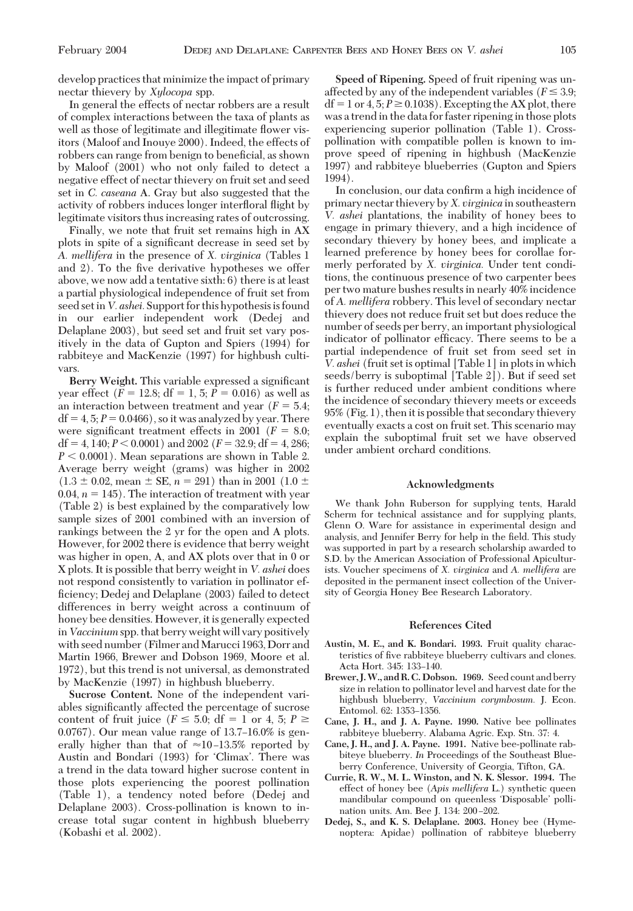develop practices that minimize the impact of primary nectar thievery by *Xylocopa* spp.

In general the effects of nectar robbers are a result of complex interactions between the taxa of plants as well as those of legitimate and illegitimate flower visitors (Maloof and Inouye 2000). Indeed, the effects of robbers can range from benign to beneficial, as shown by Maloof (2001) who not only failed to detect a negative effect of nectar thievery on fruit set and seed set in *C. caseana* A. Gray but also suggested that the activity of robbers induces longer interfloral flight by legitimate visitors thus increasing rates of outcrossing.

Finally, we note that fruit set remains high in AX plots in spite of a significant decrease in seed set by *A. mellifera* in the presence of *X. virginica* (Tables 1 and 2). To the five derivative hypotheses we offer above, we now add a tentative sixth: 6) there is at least a partial physiological independence of fruit set from seed set in *V. ashei.* Support for this hypothesis is found in our earlier independent work (Dedej and Delaplane 2003), but seed set and fruit set vary positively in the data of Gupton and Spiers (1994) for rabbiteye and MacKenzie (1997) for highbush cultivars.

**Berry Weight.** This variable expressed a significant year effect ($F = 12.8$; df = 1, 5; $P = 0.016$) as well as an interaction between treatment and year ($F = 5.4$; df = 4, 5; $P = 0.0466$), so it was analyzed by year. There were significant treatment effects in 2001 ($F = 8.0$; df = 4, 140; $P < 0.0001$) and 2002 ($F = 32.9$; df = 4, 286; $P < 0.0001$). Mean separations are shown in Table 2. Average berry weight (grams) was higher in 2002 ($1.3 \pm 0.02$, mean $\pm$ SE, $n = 291$) than in 2001 ($1.0 \pm 0.04$, $n = 145$). The interaction of treatment with year (Table 2) is best explained by the comparatively low sample sizes of 2001 combined with an inversion of rankings between the 2 yr for the open and A plots. However, for 2002 there is evidence that berry weight was higher in open, A, and AX plots over that in 0 or X plots. It is possible that berry weight in *V. ashei* does not respond consistently to variation in pollinator efficiency; Dedej and Delaplane (2003) failed to detect differences in berry weight across a continuum of honey bee densities. However, it is generally expected in *Vaccinium* spp. that berry weight will vary positively with seed number (Filmer and Marucci 1963, Dorr and Martin 1966, Brewer and Dobson 1969, Moore et al. 1972), but this trend is not universal, as demonstrated by MacKenzie (1997) in highbush blueberry.

**Sucrose Content.** None of the independent variables significantly affected the percentage of sucrose content of fruit juice ($F \leq 5.0$; df = 1 or 4, 5; $P \geq 0.0767$). Our mean value range of 13.7–16.0% is generally higher than that of $\approx$10–13.5% reported by Austin and Bondari (1993) for 'Climax'. There was a trend in the data toward higher sucrose content in those plots experiencing the poorest pollination (Table 1), a tendency noted before (Dedej and Delaplane 2003). Cross-pollination is known to increase total sugar content in highbush blueberry (Kobashi et al. 2002).

**Speed of Ripening.** Speed of fruit ripening was unaffected by any of the independent variables ($F \leq 3.9$; df = 1 or 4, 5; $P \geq 0.1038$). Excepting the AX plot, there was a trend in the data for faster ripening in those plots experiencing superior pollination (Table 1). Cross-pollination with compatible pollen is known to improve speed of ripening in highbush (MacKenzie 1997) and rabbiteye blueberries (Gupton and Spiers 1994).

In conclusion, our data confirm a high incidence of primary nectar thievery by *X. virginica* in southeastern *V. ashei* plantations, the inability of honey bees to engage in primary thievery, and a high incidence of secondary thievery by honey bees, and implicate a learned preference by honey bees for corollae formerly perforated by *X. virginica.* Under tent conditions, the continuous presence of two carpenter bees per two mature bushes results in nearly 40% incidence of *A. mellifera* robbery. This level of secondary nectar thievery does not reduce fruit set but does reduce the number of seeds per berry, an important physiological indicator of pollinator efficacy. There seems to be a partial independence of fruit set from seed set in *V. ashei* (fruit set is optimal [Table 1] in plots in which seeds/berry is suboptimal [Table 2]). But if seed set is further reduced under ambient conditions where the incidence of secondary thievery meets or exceeds 95% (Fig. 1), then it is possible that secondary thievery eventually exacts a cost on fruit set. This scenario may explain the suboptimal fruit set we have observed under ambient orchard conditions.

## Acknowledgments

We thank John Ruberson for supplying tents, Harald Scherm for technical assistance and for supplying plants, Glenn O. Ware for assistance in experimental design and analysis, and Jennifer Berry for help in the field. This study was supported in part by a research scholarship awarded to S.D. by the American Association of Professional Apiculturists. Voucher specimens of *X. virginica* and *A. mellifera* are deposited in the permanent insect collection of the University of Georgia Honey Bee Research Laboratory.

## References Cited

**Austin, M. E., and K. Bondari. 1993.** Fruit quality characteristics of five rabbiteye blueberry cultivars and clones. Acta Hort. 345: 133–140.

**Brewer, J. W., and R. C. Dobson. 1969.** Seed count and berry size in relation to pollinator level and harvest date for the highbush blueberry, *Vaccinium corymbosum.* J. Econ. Entomol. 62: 1353–1356.

**Cane, J. H., and J. A. Payne. 1990.** Native bee pollinates rabbiteye blueberry. Alabama Agric. Exp. Stn. 37: 4.

**Cane, J. H., and J. A. Payne. 1991.** Native bee-pollinate rabbiteye blueberry. *In* Proceedings of the Southeast Blueberry Conference, University of Georgia, Tifton, GA.

**Currie, R. W., M. L. Winston, and N. K. Slessor. 1994.** The effect of honey bee (*Apis mellifera* L.) synthetic queen mandibular compound on queenless 'Disposable' pollination units. Am. Bee J. 134: 200–202.

**Dedej, S., and K. S. Delaplane. 2003.** Honey bee (Hymenoptera: Apidae) pollination of rabbiteye blueberry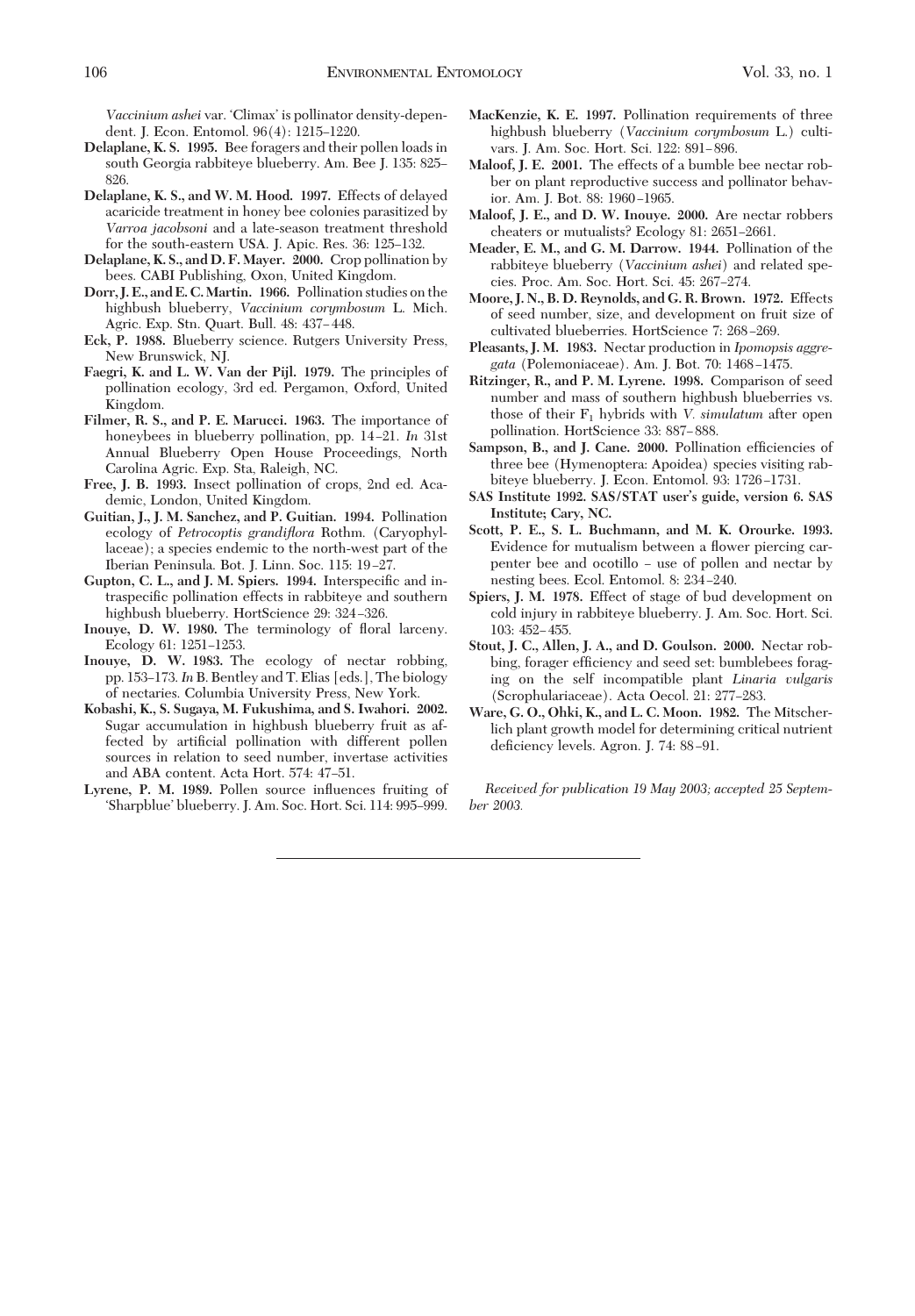*Vaccinium ashei* var. 'Climax' is pollinator density-dependent. J. Econ. Entomol. 96(4): 1215–1220.

**Delaplane, K. S. 1995.** Bee foragers and their pollen loads in south Georgia rabbiteye blueberry. Am. Bee J. 135: 825–826.

**Delaplane, K. S., and W. M. Hood. 1997.** Effects of delayed acaricide treatment in honey bee colonies parasitized by *Varroa jacobsoni* and a late-season treatment threshold for the south-eastern USA. J. Apic. Res. 36: 125–132.

**Delaplane, K. S., and D. F. Mayer. 2000.** Crop pollination by bees. CABI Publishing, Oxon, United Kingdom.

**Dorr, J. E., and E. C. Martin. 1966.** Pollination studies on the highbush blueberry, *Vaccinium corymbosum* L. Mich. Agric. Exp. Stn. Quart. Bull. 48: 437–448.

**Eck, P. 1988.** Blueberry science. Rutgers University Press, New Brunswick, NJ.

**Faegri, K. and L. W. Van der Pijl. 1979.** The principles of pollination ecology, 3rd ed. Pergamon, Oxford, United Kingdom.

**Filmer, R. S., and P. E. Marucci. 1963.** The importance of honeybees in blueberry pollination, pp. 14–21. *In* 31st Annual Blueberry Open House Proceedings, North Carolina Agric. Exp. Sta, Raleigh, NC.

**Free, J. B. 1993.** Insect pollination of crops, 2nd ed. Academic, London, United Kingdom.

**Guitian, J., J. M. Sanchez, and P. Guitian. 1994.** Pollination ecology of *Petrocoptis grandiflora* Rothm. (Caryophyllaceae); a species endemic to the north-west part of the Iberian Peninsula. Bot. J. Linn. Soc. 115: 19–27.

**Gupton, C. L., and J. M. Spiers. 1994.** Interspecific and intraspecific pollination effects in rabbiteye and southern highbush blueberry. HortScience 29: 324–326.

**Inouye, D. W. 1980.** The terminology of floral larceny. Ecology 61: 1251–1253.

**Inouye, D. W. 1983.** The ecology of nectar robbing, pp. 153–173. *In* B. Bentley and T. Elias [eds.], The biology of nectaries. Columbia University Press, New York.

**Kobashi, K., S. Sugaya, M. Fukushima, and S. Iwahori. 2002.** Sugar accumulation in highbush blueberry fruit as affected by artificial pollination with different pollen sources in relation to seed number, invertase activities and ABA content. Acta Hort. 574: 47–51.

**Lyrene, P. M. 1989.** Pollen source influences fruiting of 'Sharpblue' blueberry. J. Am. Soc. Hort. Sci. 114: 995–999.

**MacKenzie, K. E. 1997.** Pollination requirements of three highbush blueberry (*Vaccinium corymbosum* L.) cultivars. J. Am. Soc. Hort. Sci. 122: 891–896.

**Maloof, J. E. 2001.** The effects of a bumble bee nectar robber on plant reproductive success and pollinator behavior. Am. J. Bot. 88: 1960–1965.

**Maloof, J. E., and D. W. Inouye. 2000.** Are nectar robbers cheaters or mutualists? Ecology 81: 2651–2661.

**Meader, E. M., and G. M. Darrow. 1944.** Pollination of the rabbiteye blueberry (*Vaccinium ashei*) and related species. Proc. Am. Soc. Hort. Sci. 45: 267–274.

**Moore, J. N., B. D. Reynolds, and G. R. Brown. 1972.** Effects of seed number, size, and development on fruit size of cultivated blueberries. HortScience 7: 268–269.

**Pleasants, J. M. 1983.** Nectar production in *Ipomopsis aggregata* (Polemoniaceae). Am. J. Bot. 70: 1468–1475.

**Ritzinger, R., and P. M. Lyrene. 1998.** Comparison of seed number and mass of southern highbush blueberries vs. those of their $F_1$ hybrids with *V. simulatum* after open pollination. HortScience 33: 887–888.

**Sampson, B., and J. Cane. 2000.** Pollination efficiencies of three bee (Hymenoptera: Apoidea) species visiting rabbiteye blueberry. J. Econ. Entomol. 93: 1726–1731.

**SAS Institute 1992. SAS/STAT user's guide, version 6. SAS Institute; Cary, NC.**

**Scott, P. E., S. L. Buchmann, and M. K. Orourke. 1993.** Evidence for mutualism between a flower piercing carpenter bee and ocotillo – use of pollen and nectar by nesting bees. Ecol. Entomol. 8: 234–240.

**Spiers, J. M. 1978.** Effect of stage of bud development on cold injury in rabbiteye blueberry. J. Am. Soc. Hort. Sci. 103: 452–455.

**Stout, J. C., Allen, J. A., and D. Goulson. 2000.** Nectar robbing, forager efficiency and seed set: bumblebees foraging on the self incompatible plant *Linaria vulgaris* (Scrophulariaceae). Acta Oecol. 21: 277–283.

**Ware, G. O., Ohki, K., and L. C. Moon. 1982.** The Mitscherlich plant growth model for determining critical nutrient deficiency levels. Agron. J. 74: 88–91.

*Received for publication 19 May 2003; accepted 25 September 2003.*